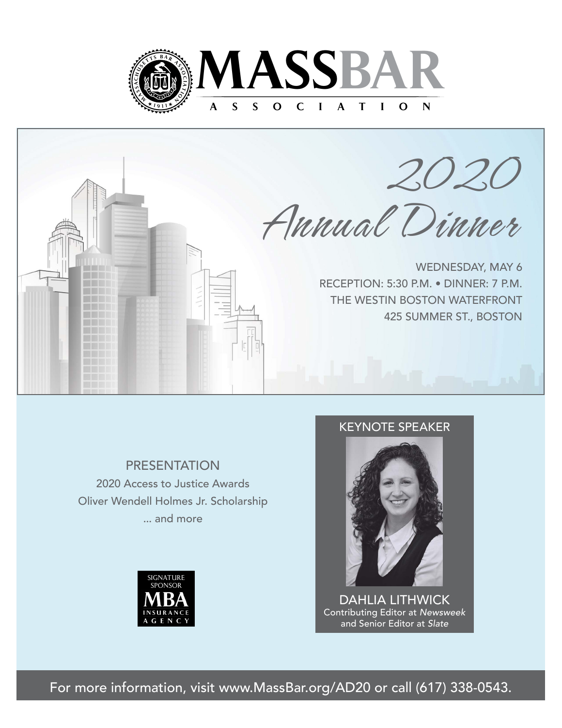# MASSBAR ASSOCIATION

# 2020 Annual Dinner

WEDNESDAY, MAY 6
RECEPTION: 5:30 P.M. • DINNER: 7 P.M.
THE WESTIN BOSTON WATERFRONT
425 SUMMER ST., BOSTON

## PRESENTATION

2020 Access to Justice Awards
Oliver Wendell Holmes Jr. Scholarship
... and more

SIGNATURE SPONSOR
MBA INSURANCE AGENCY

## KEYNOTE SPEAKER

DAHLIA LITHWICK
Contributing Editor at *Newsweek* and Senior Editor at *Slate*

For more information, visit www.MassBar.org/AD20 or call (617) 338-0543.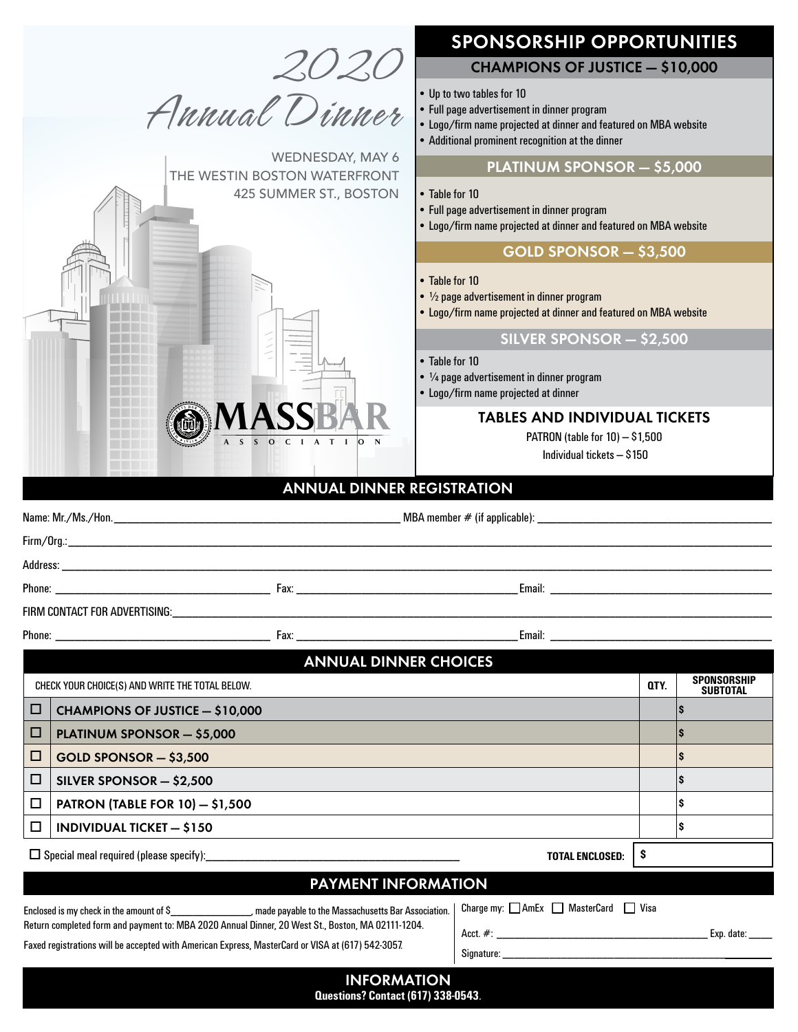# 2020 Annual Dinner

WEDNESDAY, MAY 6
THE WESTIN BOSTON WATERFRONT
425 SUMMER ST., BOSTON

MASSBAR ASSOCIATION

## SPONSORSHIP OPPORTUNITIES

### CHAMPIONS OF JUSTICE — $10,000

- Up to two tables for 10
- Full page advertisement in dinner program
- Logo/firm name projected at dinner and featured on MBA website
- Additional prominent recognition at the dinner

### PLATINUM SPONSOR — $5,000

- Table for 10
- Full page advertisement in dinner program
- Logo/firm name projected at dinner and featured on MBA website

### GOLD SPONSOR — $3,500

- Table for 10
- ½ page advertisement in dinner program
- Logo/firm name projected at dinner and featured on MBA website

### SILVER SPONSOR — $2,500

- Table for 10
- ¼ page advertisement in dinner program
- Logo/firm name projected at dinner

### TABLES AND INDIVIDUAL TICKETS

PATRON (table for 10) – $1,500

Individual tickets – $150

## ANNUAL DINNER REGISTRATION

Name: Mr./Ms./Hon.\_\_\_\_\_\_\_\_\_\_\_\_\_\_\_\_\_\_\_\_ MBA member # (if applicable): \_\_\_\_\_\_\_\_\_\_\_\_\_\_\_\_\_\_\_\_

Firm/Org.:\_\_\_\_\_\_\_\_\_\_\_\_\_\_\_\_\_\_\_\_

Address: \_\_\_\_\_\_\_\_\_\_\_\_\_\_\_\_\_\_\_\_

Phone: \_\_\_\_\_\_\_\_\_\_ Fax: \_\_\_\_\_\_\_\_\_\_ Email: \_\_\_\_\_\_\_\_\_\_

FIRM CONTACT FOR ADVERTISING:\_\_\_\_\_\_\_\_\_\_\_\_\_\_\_\_\_\_\_\_

Phone: \_\_\_\_\_\_\_\_\_\_ Fax: \_\_\_\_\_\_\_\_\_\_ Email: \_\_\_\_\_\_\_\_\_\_

## ANNUAL DINNER CHOICES

| CHECK YOUR CHOICE(S) AND WRITE THE TOTAL BELOW. | | QTY. | SPONSORSHIP SUBTOTAL |
|---|---|---|---|
| ☐ | **CHAMPIONS OF JUSTICE — $10,000** | | $ |
| ☐ | **PLATINUM SPONSOR — $5,000** | | $ |
| ☐ | **GOLD SPONSOR — $3,500** | | $ |
| ☐ | **SILVER SPONSOR — $2,500** | | $ |
| ☐ | **PATRON (TABLE FOR 10) — $1,500** | | $ |
| ☐ | **INDIVIDUAL TICKET — $150** | | $ |

☐ Special meal required (please specify):\_\_\_\_\_\_\_\_\_\_\_\_\_\_\_\_\_\_\_\_ **TOTAL ENCLOSED:** $

## PAYMENT INFORMATION

Enclosed is my check in the amount of $\_\_\_\_\_\_\_\_\_\_, made payable to the Massachusetts Bar Association.
Return completed form and payment to: MBA 2020 Annual Dinner, 20 West St., Boston, MA 02111-1204.

Faxed registrations will be accepted with American Express, MasterCard or VISA at (617) 542-3057.

Charge my: ☐ AmEx ☐ MasterCard ☐ Visa

Acct. #: \_\_\_\_\_\_\_\_\_\_\_\_\_\_\_\_\_\_\_\_ Exp. date: \_\_\_\_\_

Signature: \_\_\_\_\_\_\_\_\_\_\_\_\_\_\_\_\_\_\_\_

## INFORMATION

**Questions? Contact (617) 338-0543.**